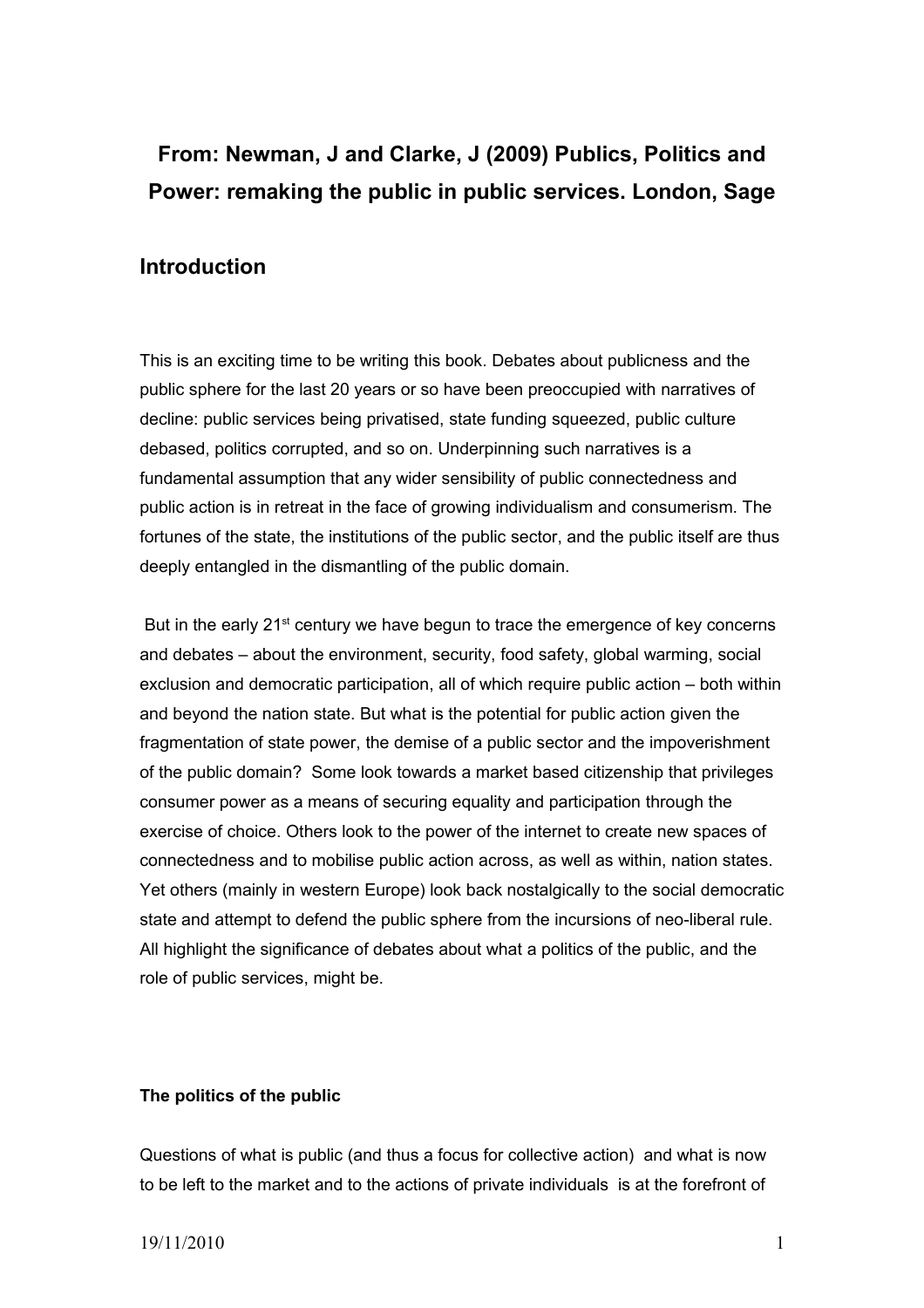**From: Newman, J and Clarke, J (2009) Publics, Politics and Power: remaking the public in public services. London, Sage**

## Introduction

This is an exciting time to be writing this book. Debates about publicness and the public sphere for the last 20 years or so have been preoccupied with narratives of decline: public services being privatised, state funding squeezed, public culture debased, politics corrupted, and so on. Underpinning such narratives is a fundamental assumption that any wider sensibility of public connectedness and public action is in retreat in the face of growing individualism and consumerism. The fortunes of the state, the institutions of the public sector, and the public itself are thus deeply entangled in the dismantling of the public domain.

But in the early 21st century we have begun to trace the emergence of key concerns and debates – about the environment, security, food safety, global warming, social exclusion and democratic participation, all of which require public action – both within and beyond the nation state. But what is the potential for public action given the fragmentation of state power, the demise of a public sector and the impoverishment of the public domain? Some look towards a market based citizenship that privileges consumer power as a means of securing equality and participation through the exercise of choice. Others look to the power of the internet to create new spaces of connectedness and to mobilise public action across, as well as within, nation states. Yet others (mainly in western Europe) look back nostalgically to the social democratic state and attempt to defend the public sphere from the incursions of neo-liberal rule. All highlight the significance of debates about what a politics of the public, and the role of public services, might be.

**The politics of the public**

Questions of what is public (and thus a focus for collective action) and what is now to be left to the market and to the actions of private individuals is at the forefront of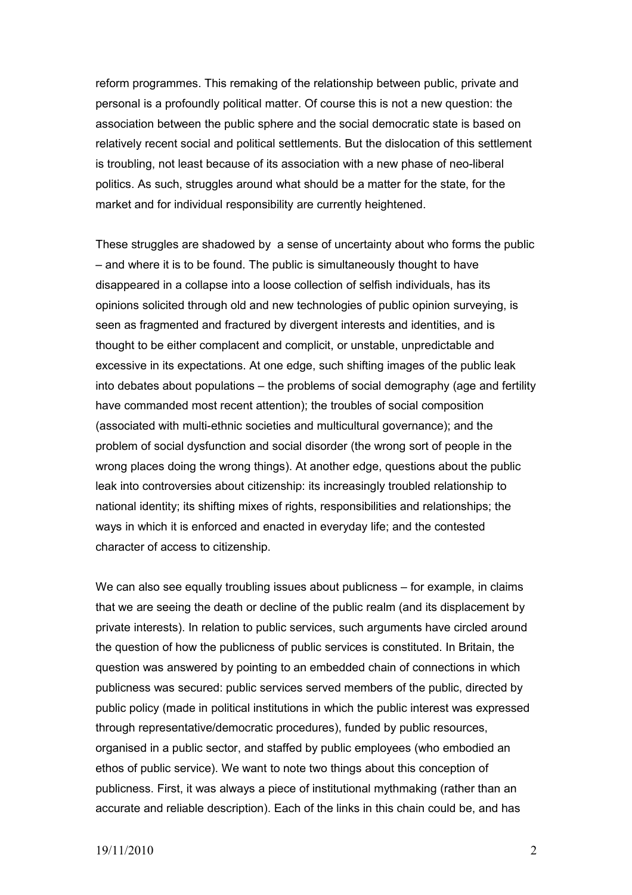reform programmes. This remaking of the relationship between public, private and personal is a profoundly political matter. Of course this is not a new question: the association between the public sphere and the social democratic state is based on relatively recent social and political settlements. But the dislocation of this settlement is troubling, not least because of its association with a new phase of neo-liberal politics. As such, struggles around what should be a matter for the state, for the market and for individual responsibility are currently heightened.

These struggles are shadowed by a sense of uncertainty about who forms the public – and where it is to be found. The public is simultaneously thought to have disappeared in a collapse into a loose collection of selfish individuals, has its opinions solicited through old and new technologies of public opinion surveying, is seen as fragmented and fractured by divergent interests and identities, and is thought to be either complacent and complicit, or unstable, unpredictable and excessive in its expectations. At one edge, such shifting images of the public leak into debates about populations – the problems of social demography (age and fertility have commanded most recent attention); the troubles of social composition (associated with multi-ethnic societies and multicultural governance); and the problem of social dysfunction and social disorder (the wrong sort of people in the wrong places doing the wrong things). At another edge, questions about the public leak into controversies about citizenship: its increasingly troubled relationship to national identity; its shifting mixes of rights, responsibilities and relationships; the ways in which it is enforced and enacted in everyday life; and the contested character of access to citizenship.

We can also see equally troubling issues about publicness – for example, in claims that we are seeing the death or decline of the public realm (and its displacement by private interests). In relation to public services, such arguments have circled around the question of how the publicness of public services is constituted. In Britain, the question was answered by pointing to an embedded chain of connections in which publicness was secured: public services served members of the public, directed by public policy (made in political institutions in which the public interest was expressed through representative/democratic procedures), funded by public resources, organised in a public sector, and staffed by public employees (who embodied an ethos of public service). We want to note two things about this conception of publicness. First, it was always a piece of institutional mythmaking (rather than an accurate and reliable description). Each of the links in this chain could be, and has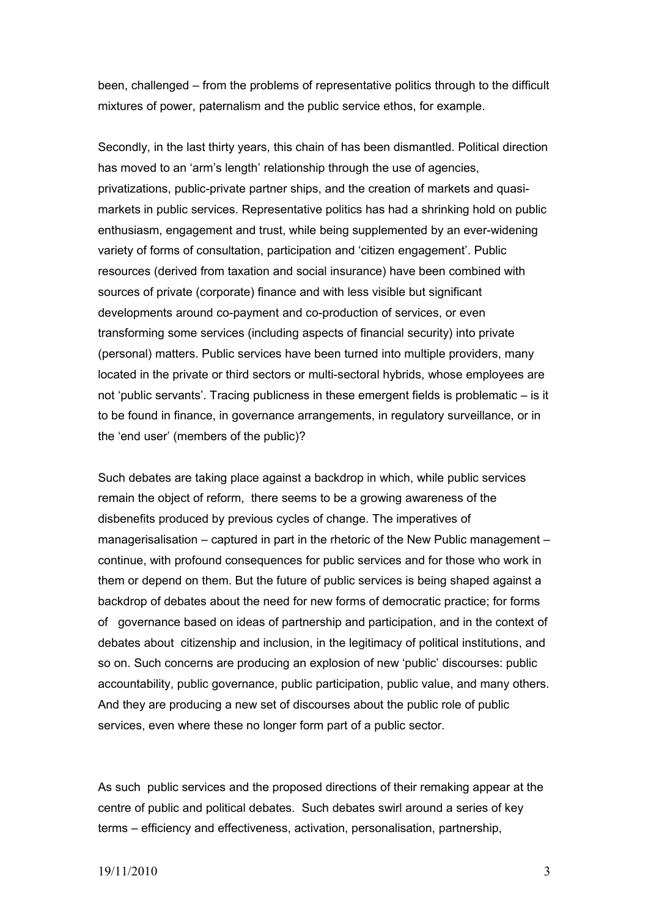been, challenged – from the problems of representative politics through to the difficult mixtures of power, paternalism and the public service ethos, for example.

Secondly, in the last thirty years, this chain of has been dismantled. Political direction has moved to an 'arm's length' relationship through the use of agencies, privatizations, public-private partner ships, and the creation of markets and quasi-markets in public services. Representative politics has had a shrinking hold on public enthusiasm, engagement and trust, while being supplemented by an ever-widening variety of forms of consultation, participation and 'citizen engagement'. Public resources (derived from taxation and social insurance) have been combined with sources of private (corporate) finance and with less visible but significant developments around co-payment and co-production of services, or even transforming some services (including aspects of financial security) into private (personal) matters. Public services have been turned into multiple providers, many located in the private or third sectors or multi-sectoral hybrids, whose employees are not 'public servants'. Tracing publicness in these emergent fields is problematic – is it to be found in finance, in governance arrangements, in regulatory surveillance, or in the 'end user' (members of the public)?

Such debates are taking place against a backdrop in which, while public services remain the object of reform, there seems to be a growing awareness of the disbenefits produced by previous cycles of change. The imperatives of managerisalisation – captured in part in the rhetoric of the New Public management – continue, with profound consequences for public services and for those who work in them or depend on them. But the future of public services is being shaped against a backdrop of debates about the need for new forms of democratic practice; for forms of governance based on ideas of partnership and participation, and in the context of debates about citizenship and inclusion, in the legitimacy of political institutions, and so on. Such concerns are producing an explosion of new 'public' discourses: public accountability, public governance, public participation, public value, and many others. And they are producing a new set of discourses about the public role of public services, even where these no longer form part of a public sector.

As such public services and the proposed directions of their remaking appear at the centre of public and political debates. Such debates swirl around a series of key terms – efficiency and effectiveness, activation, personalisation, partnership,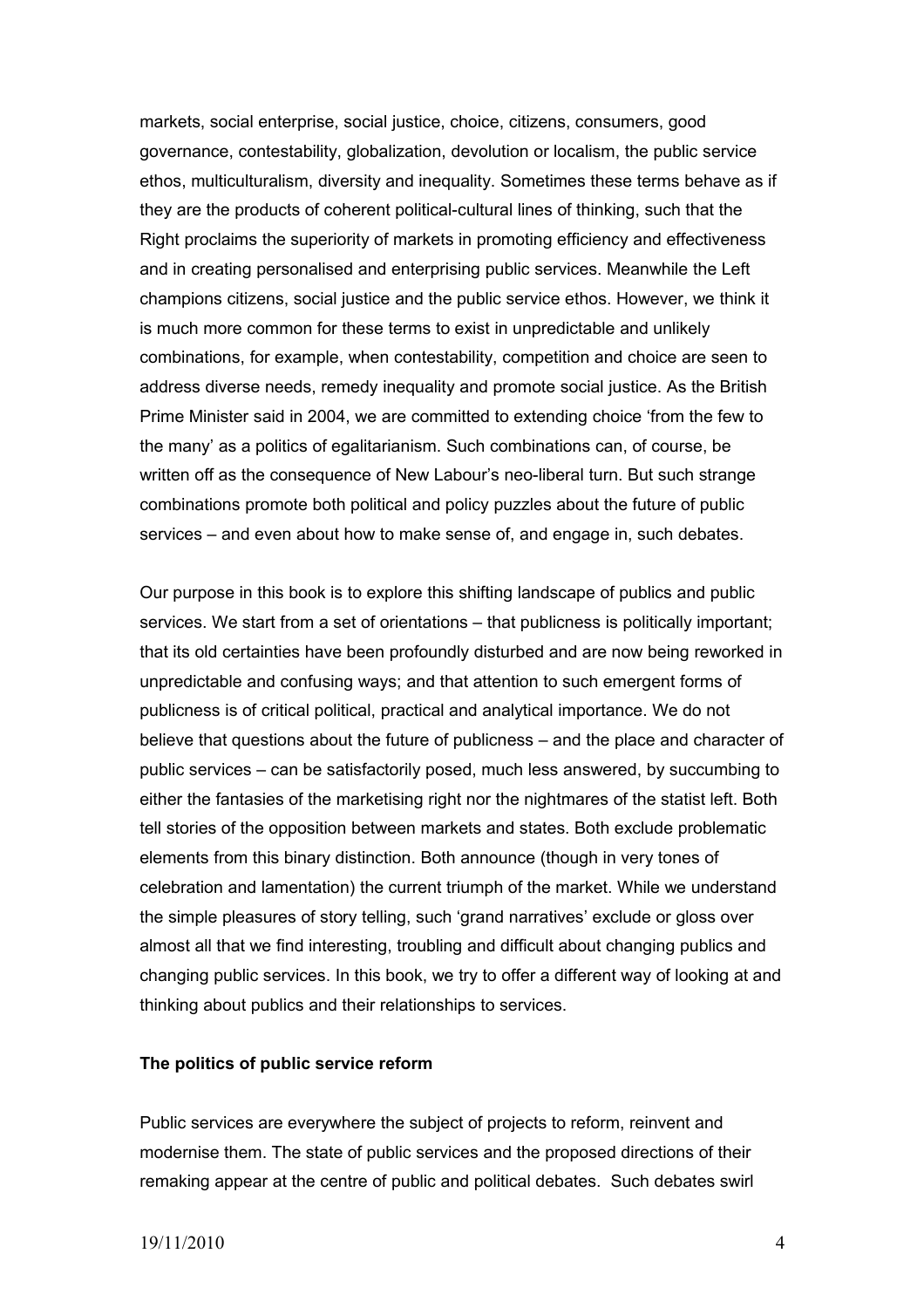markets, social enterprise, social justice, choice, citizens, consumers, good governance, contestability, globalization, devolution or localism, the public service ethos, multiculturalism, diversity and inequality. Sometimes these terms behave as if they are the products of coherent political-cultural lines of thinking, such that the Right proclaims the superiority of markets in promoting efficiency and effectiveness and in creating personalised and enterprising public services. Meanwhile the Left champions citizens, social justice and the public service ethos. However, we think it is much more common for these terms to exist in unpredictable and unlikely combinations, for example, when contestability, competition and choice are seen to address diverse needs, remedy inequality and promote social justice. As the British Prime Minister said in 2004, we are committed to extending choice 'from the few to the many' as a politics of egalitarianism. Such combinations can, of course, be written off as the consequence of New Labour's neo-liberal turn. But such strange combinations promote both political and policy puzzles about the future of public services – and even about how to make sense of, and engage in, such debates.

Our purpose in this book is to explore this shifting landscape of publics and public services. We start from a set of orientations – that publicness is politically important; that its old certainties have been profoundly disturbed and are now being reworked in unpredictable and confusing ways; and that attention to such emergent forms of publicness is of critical political, practical and analytical importance. We do not believe that questions about the future of publicness – and the place and character of public services – can be satisfactorily posed, much less answered, by succumbing to either the fantasies of the marketising right nor the nightmares of the statist left. Both tell stories of the opposition between markets and states. Both exclude problematic elements from this binary distinction. Both announce (though in very tones of celebration and lamentation) the current triumph of the market. While we understand the simple pleasures of story telling, such 'grand narratives' exclude or gloss over almost all that we find interesting, troubling and difficult about changing publics and changing public services. In this book, we try to offer a different way of looking at and thinking about publics and their relationships to services.

**The politics of public service reform**

Public services are everywhere the subject of projects to reform, reinvent and modernise them. The state of public services and the proposed directions of their remaking appear at the centre of public and political debates. Such debates swirl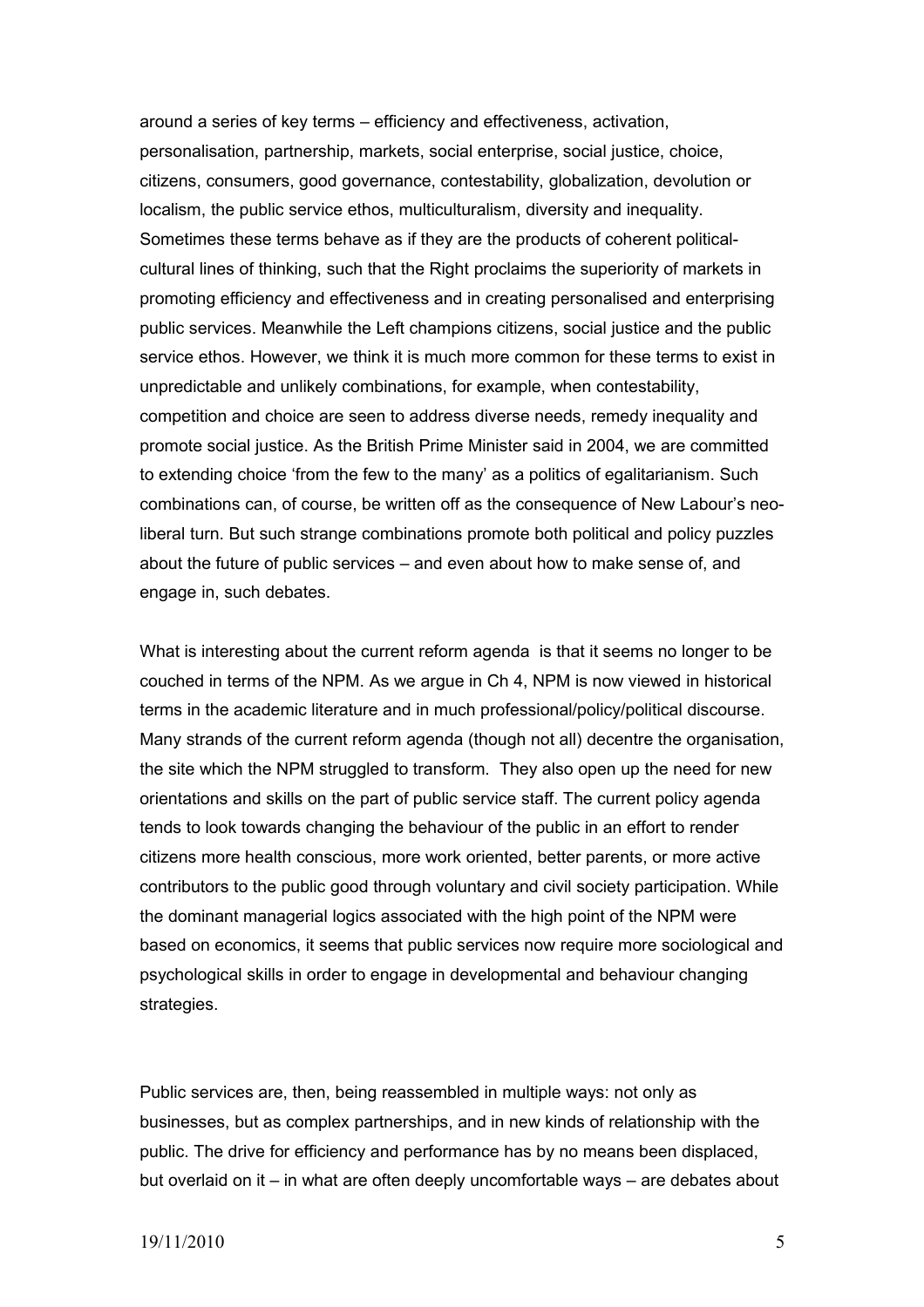around a series of key terms – efficiency and effectiveness, activation, personalisation, partnership, markets, social enterprise, social justice, choice, citizens, consumers, good governance, contestability, globalization, devolution or localism, the public service ethos, multiculturalism, diversity and inequality. Sometimes these terms behave as if they are the products of coherent political-cultural lines of thinking, such that the Right proclaims the superiority of markets in promoting efficiency and effectiveness and in creating personalised and enterprising public services. Meanwhile the Left champions citizens, social justice and the public service ethos. However, we think it is much more common for these terms to exist in unpredictable and unlikely combinations, for example, when contestability, competition and choice are seen to address diverse needs, remedy inequality and promote social justice. As the British Prime Minister said in 2004, we are committed to extending choice 'from the few to the many' as a politics of egalitarianism. Such combinations can, of course, be written off as the consequence of New Labour's neo-liberal turn. But such strange combinations promote both political and policy puzzles about the future of public services – and even about how to make sense of, and engage in, such debates.

What is interesting about the current reform agenda is that it seems no longer to be couched in terms of the NPM. As we argue in Ch 4, NPM is now viewed in historical terms in the academic literature and in much professional/policy/political discourse. Many strands of the current reform agenda (though not all) decentre the organisation, the site which the NPM struggled to transform. They also open up the need for new orientations and skills on the part of public service staff. The current policy agenda tends to look towards changing the behaviour of the public in an effort to render citizens more health conscious, more work oriented, better parents, or more active contributors to the public good through voluntary and civil society participation. While the dominant managerial logics associated with the high point of the NPM were based on economics, it seems that public services now require more sociological and psychological skills in order to engage in developmental and behaviour changing strategies.

Public services are, then, being reassembled in multiple ways: not only as businesses, but as complex partnerships, and in new kinds of relationship with the public. The drive for efficiency and performance has by no means been displaced, but overlaid on it – in what are often deeply uncomfortable ways – are debates about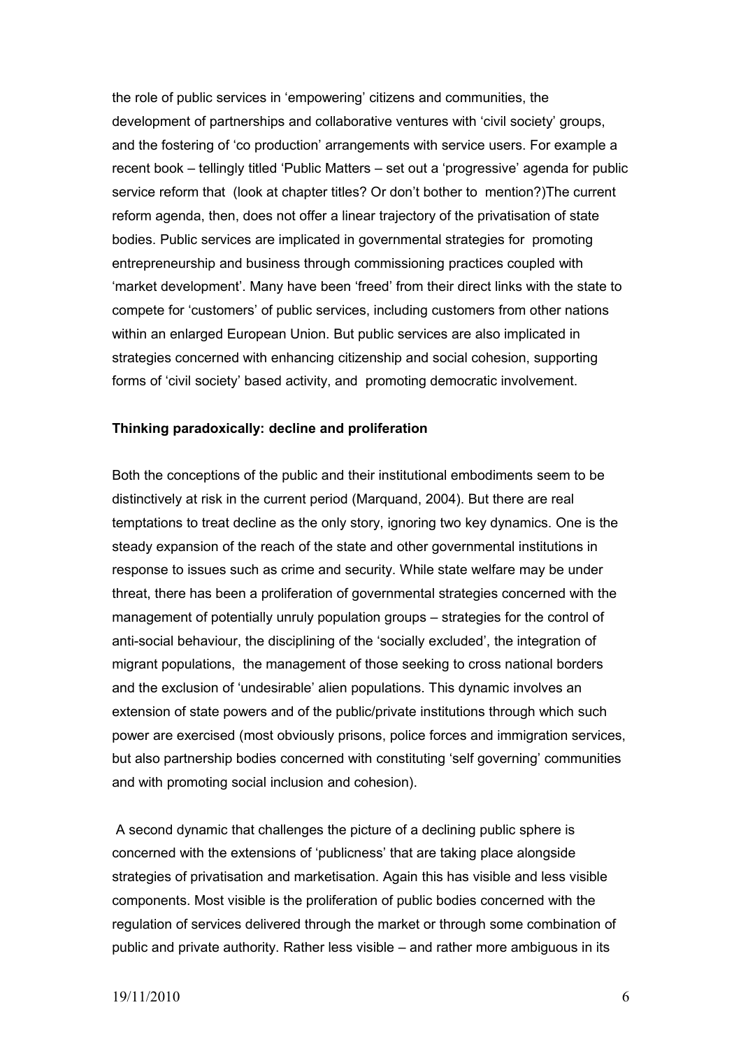the role of public services in 'empowering' citizens and communities, the development of partnerships and collaborative ventures with 'civil society' groups, and the fostering of 'co production' arrangements with service users. For example a recent book – tellingly titled 'Public Matters – set out a 'progressive' agenda for public service reform that  (look at chapter titles? Or don't bother to  mention?)The current reform agenda, then, does not offer a linear trajectory of the privatisation of state bodies. Public services are implicated in governmental strategies for  promoting entrepreneurship and business through commissioning practices coupled with 'market development'. Many have been 'freed' from their direct links with the state to compete for 'customers' of public services, including customers from other nations within an enlarged European Union. But public services are also implicated in strategies concerned with enhancing citizenship and social cohesion, supporting forms of 'civil society' based activity, and  promoting democratic involvement.

**Thinking paradoxically: decline and proliferation**

Both the conceptions of the public and their institutional embodiments seem to be distinctively at risk in the current period (Marquand, 2004). But there are real temptations to treat decline as the only story, ignoring two key dynamics. One is the steady expansion of the reach of the state and other governmental institutions in response to issues such as crime and security. While state welfare may be under threat, there has been a proliferation of governmental strategies concerned with the management of potentially unruly population groups – strategies for the control of anti-social behaviour, the disciplining of the 'socially excluded', the integration of migrant populations,  the management of those seeking to cross national borders and the exclusion of 'undesirable' alien populations. This dynamic involves an extension of state powers and of the public/private institutions through which such power are exercised (most obviously prisons, police forces and immigration services, but also partnership bodies concerned with constituting 'self governing' communities and with promoting social inclusion and cohesion).

A second dynamic that challenges the picture of a declining public sphere is concerned with the extensions of 'publicness' that are taking place alongside strategies of privatisation and marketisation. Again this has visible and less visible components. Most visible is the proliferation of public bodies concerned with the regulation of services delivered through the market or through some combination of public and private authority. Rather less visible – and rather more ambiguous in its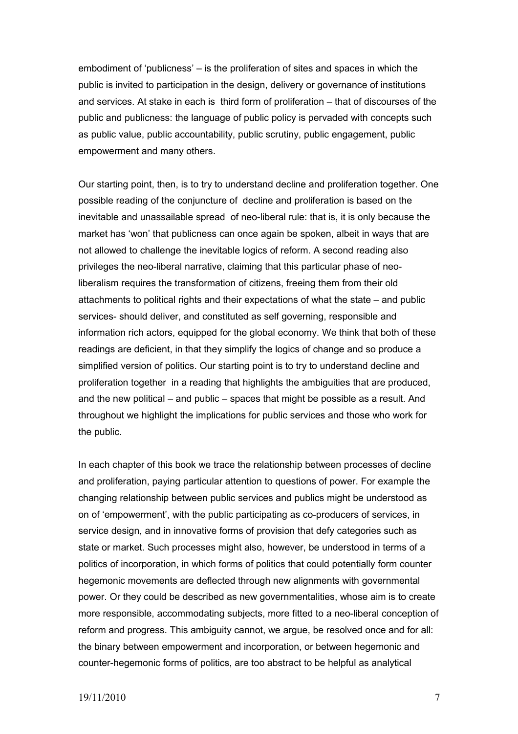embodiment of 'publicness' – is the proliferation of sites and spaces in which the public is invited to participation in the design, delivery or governance of institutions and services. At stake in each is third form of proliferation – that of discourses of the public and publicness: the language of public policy is pervaded with concepts such as public value, public accountability, public scrutiny, public engagement, public empowerment and many others.

Our starting point, then, is to try to understand decline and proliferation together. One possible reading of the conjuncture of decline and proliferation is based on the inevitable and unassailable spread of neo-liberal rule: that is, it is only because the market has 'won' that publicness can once again be spoken, albeit in ways that are not allowed to challenge the inevitable logics of reform. A second reading also privileges the neo-liberal narrative, claiming that this particular phase of neo-liberalism requires the transformation of citizens, freeing them from their old attachments to political rights and their expectations of what the state – and public services- should deliver, and constituted as self governing, responsible and information rich actors, equipped for the global economy. We think that both of these readings are deficient, in that they simplify the logics of change and so produce a simplified version of politics. Our starting point is to try to understand decline and proliferation together in a reading that highlights the ambiguities that are produced, and the new political – and public – spaces that might be possible as a result. And throughout we highlight the implications for public services and those who work for the public.

In each chapter of this book we trace the relationship between processes of decline and proliferation, paying particular attention to questions of power. For example the changing relationship between public services and publics might be understood as on of 'empowerment', with the public participating as co-producers of services, in service design, and in innovative forms of provision that defy categories such as state or market. Such processes might also, however, be understood in terms of a politics of incorporation, in which forms of politics that could potentially form counter hegemonic movements are deflected through new alignments with governmental power. Or they could be described as new governmentalities, whose aim is to create more responsible, accommodating subjects, more fitted to a neo-liberal conception of reform and progress. This ambiguity cannot, we argue, be resolved once and for all: the binary between empowerment and incorporation, or between hegemonic and counter-hegemonic forms of politics, are too abstract to be helpful as analytical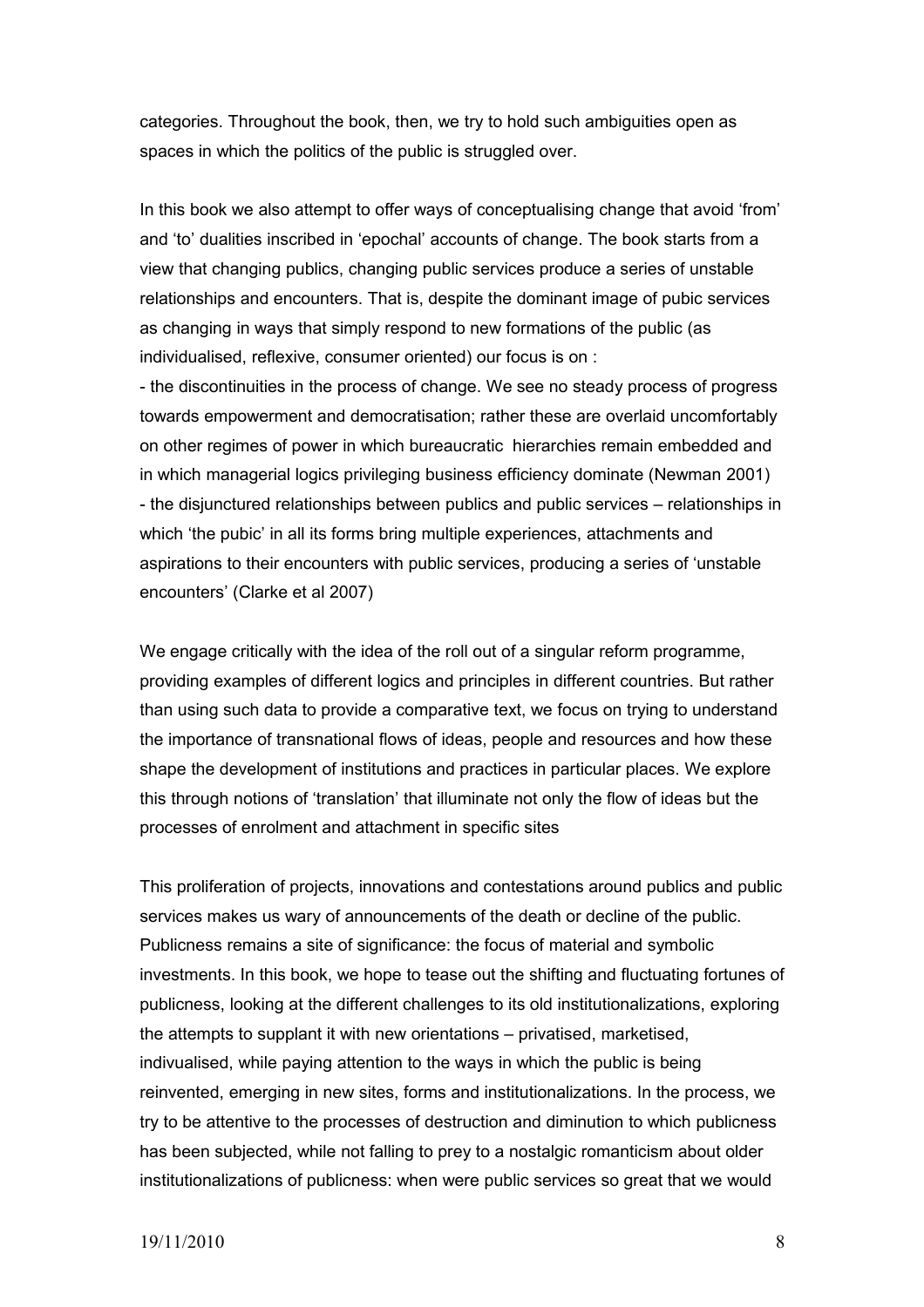categories. Throughout the book, then, we try to hold such ambiguities open as spaces in which the politics of the public is struggled over.

In this book we also attempt to offer ways of conceptualising change that avoid 'from' and 'to' dualities inscribed in 'epochal' accounts of change. The book starts from a view that changing publics, changing public services produce a series of unstable relationships and encounters. That is, despite the dominant image of pubic services as changing in ways that simply respond to new formations of the public (as individualised, reflexive, consumer oriented) our focus is on :

- the discontinuities in the process of change. We see no steady process of progress towards empowerment and democratisation; rather these are overlaid uncomfortably on other regimes of power in which bureaucratic hierarchies remain embedded and in which managerial logics privileging business efficiency dominate (Newman 2001)
- the disjunctured relationships between publics and public services – relationships in which 'the pubic' in all its forms bring multiple experiences, attachments and aspirations to their encounters with public services, producing a series of 'unstable encounters' (Clarke et al 2007)

We engage critically with the idea of the roll out of a singular reform programme, providing examples of different logics and principles in different countries. But rather than using such data to provide a comparative text, we focus on trying to understand the importance of transnational flows of ideas, people and resources and how these shape the development of institutions and practices in particular places. We explore this through notions of 'translation' that illuminate not only the flow of ideas but the processes of enrolment and attachment in specific sites

This proliferation of projects, innovations and contestations around publics and public services makes us wary of announcements of the death or decline of the public. Publicness remains a site of significance: the focus of material and symbolic investments. In this book, we hope to tease out the shifting and fluctuating fortunes of publicness, looking at the different challenges to its old institutionalizations, exploring the attempts to supplant it with new orientations – privatised, marketised, indivualised, while paying attention to the ways in which the public is being reinvented, emerging in new sites, forms and institutionalizations. In the process, we try to be attentive to the processes of destruction and diminution to which publicness has been subjected, while not falling to prey to a nostalgic romanticism about older institutionalizations of publicness: when were public services so great that we would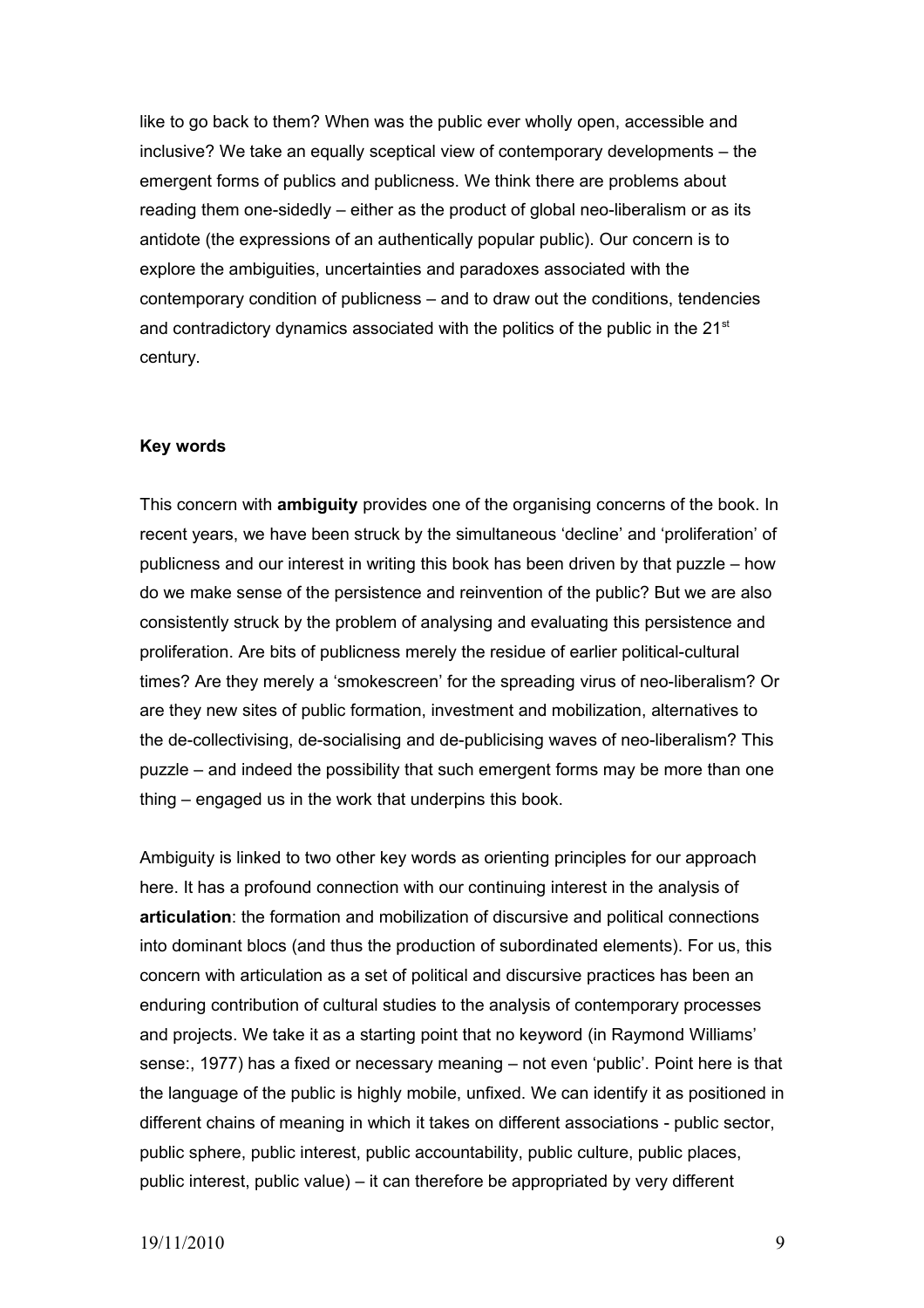like to go back to them? When was the public ever wholly open, accessible and inclusive? We take an equally sceptical view of contemporary developments – the emergent forms of publics and publicness. We think there are problems about reading them one-sidedly – either as the product of global neo-liberalism or as its antidote (the expressions of an authentically popular public). Our concern is to explore the ambiguities, uncertainties and paradoxes associated with the contemporary condition of publicness – and to draw out the conditions, tendencies and contradictory dynamics associated with the politics of the public in the 21st century.

**Key words**

This concern with **ambiguity** provides one of the organising concerns of the book. In recent years, we have been struck by the simultaneous 'decline' and 'proliferation' of publicness and our interest in writing this book has been driven by that puzzle – how do we make sense of the persistence and reinvention of the public? But we are also consistently struck by the problem of analysing and evaluating this persistence and proliferation. Are bits of publicness merely the residue of earlier political-cultural times? Are they merely a 'smokescreen' for the spreading virus of neo-liberalism? Or are they new sites of public formation, investment and mobilization, alternatives to the de-collectivising, de-socialising and de-publicising waves of neo-liberalism? This puzzle – and indeed the possibility that such emergent forms may be more than one thing – engaged us in the work that underpins this book.

Ambiguity is linked to two other key words as orienting principles for our approach here. It has a profound connection with our continuing interest in the analysis of **articulation**: the formation and mobilization of discursive and political connections into dominant blocs (and thus the production of subordinated elements). For us, this concern with articulation as a set of political and discursive practices has been an enduring contribution of cultural studies to the analysis of contemporary processes and projects. We take it as a starting point that no keyword (in Raymond Williams' sense:, 1977) has a fixed or necessary meaning – not even 'public'. Point here is that the language of the public is highly mobile, unfixed. We can identify it as positioned in different chains of meaning in which it takes on different associations - public sector, public sphere, public interest, public accountability, public culture, public places, public interest, public value) – it can therefore be appropriated by very different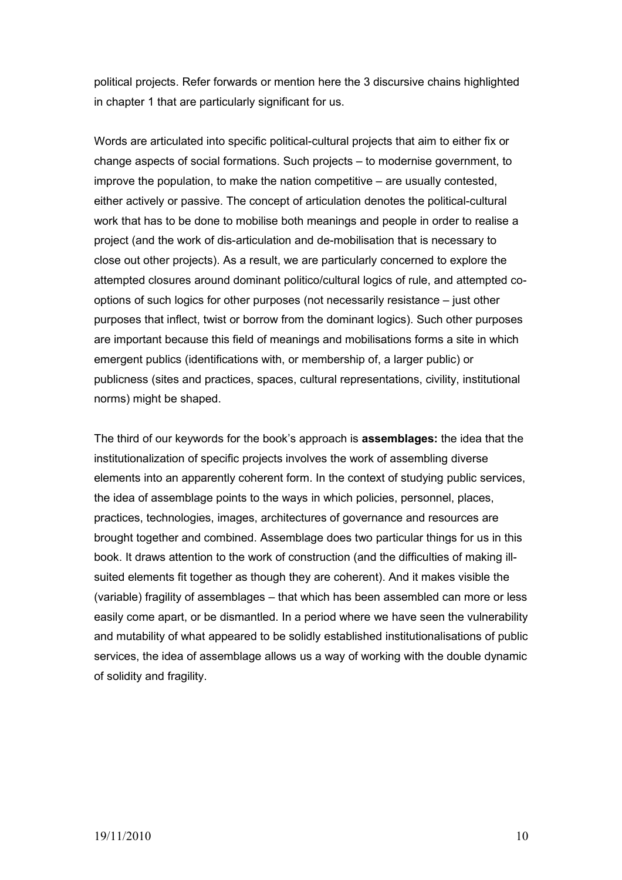political projects. Refer forwards or mention here the 3 discursive chains highlighted in chapter 1 that are particularly significant for us.

Words are articulated into specific political-cultural projects that aim to either fix or change aspects of social formations. Such projects – to modernise government, to improve the population, to make the nation competitive – are usually contested, either actively or passive. The concept of articulation denotes the political-cultural work that has to be done to mobilise both meanings and people in order to realise a project (and the work of dis-articulation and de-mobilisation that is necessary to close out other projects). As a result, we are particularly concerned to explore the attempted closures around dominant politico/cultural logics of rule, and attempted co-options of such logics for other purposes (not necessarily resistance – just other purposes that inflect, twist or borrow from the dominant logics). Such other purposes are important because this field of meanings and mobilisations forms a site in which emergent publics (identifications with, or membership of, a larger public) or publicness (sites and practices, spaces, cultural representations, civility, institutional norms) might be shaped.

The third of our keywords for the book's approach is **assemblages:** the idea that the institutionalization of specific projects involves the work of assembling diverse elements into an apparently coherent form. In the context of studying public services, the idea of assemblage points to the ways in which policies, personnel, places, practices, technologies, images, architectures of governance and resources are brought together and combined. Assemblage does two particular things for us in this book. It draws attention to the work of construction (and the difficulties of making ill-suited elements fit together as though they are coherent). And it makes visible the (variable) fragility of assemblages – that which has been assembled can more or less easily come apart, or be dismantled. In a period where we have seen the vulnerability and mutability of what appeared to be solidly established institutionalisations of public services, the idea of assemblage allows us a way of working with the double dynamic of solidity and fragility.